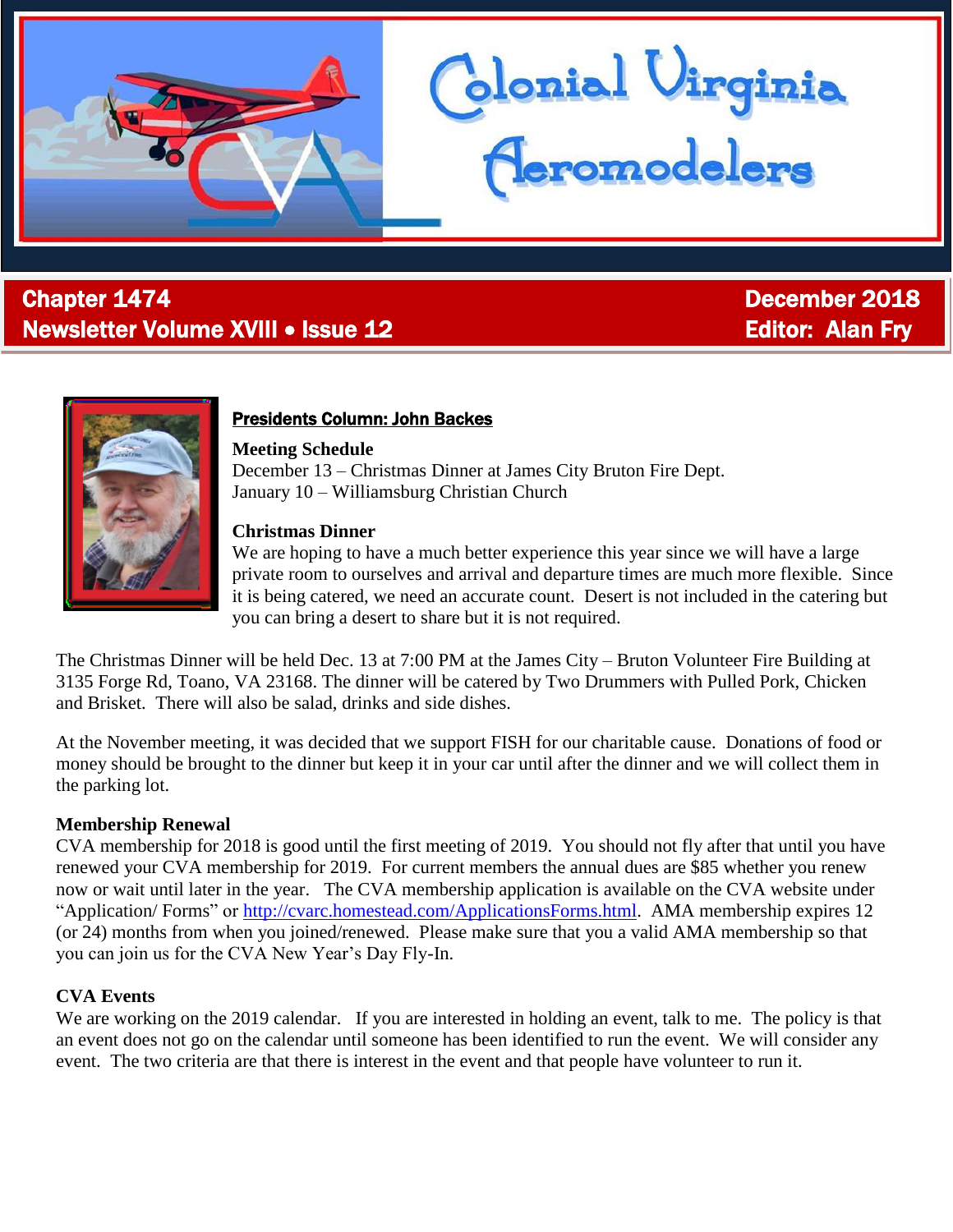# Colonial Virginia Aeromodelers

**Chapter 1474**
**Newsletter Volume XVIII • Issue 12**

**December 2018**
**Editor: Alan Fry**

## Presidents Column: John Backes

### Meeting Schedule

December 13 – Christmas Dinner at James City Bruton Fire Dept.
January 10 – Williamsburg Christian Church

### Christmas Dinner

We are hoping to have a much better experience this year since we will have a large private room to ourselves and arrival and departure times are much more flexible. Since it is being catered, we need an accurate count. Desert is not included in the catering but you can bring a desert to share but it is not required.

The Christmas Dinner will be held Dec. 13 at 7:00 PM at the James City – Bruton Volunteer Fire Building at 3135 Forge Rd, Toano, VA 23168. The dinner will be catered by Two Drummers with Pulled Pork, Chicken and Brisket. There will also be salad, drinks and side dishes.

At the November meeting, it was decided that we support FISH for our charitable cause. Donations of food or money should be brought to the dinner but keep it in your car until after the dinner and we will collect them in the parking lot.

### Membership Renewal

CVA membership for 2018 is good until the first meeting of 2019. You should not fly after that until you have renewed your CVA membership for 2019. For current members the annual dues are $85 whether you renew now or wait until later in the year. The CVA membership application is available on the CVA website under "Application/ Forms" or http://cvarc.homestead.com/ApplicationsForms.html. AMA membership expires 12 (or 24) months from when you joined/renewed. Please make sure that you a valid AMA membership so that you can join us for the CVA New Year's Day Fly-In.

### CVA Events

We are working on the 2019 calendar. If you are interested in holding an event, talk to me. The policy is that an event does not go on the calendar until someone has been identified to run the event. We will consider any event. The two criteria are that there is interest in the event and that people have volunteer to run it.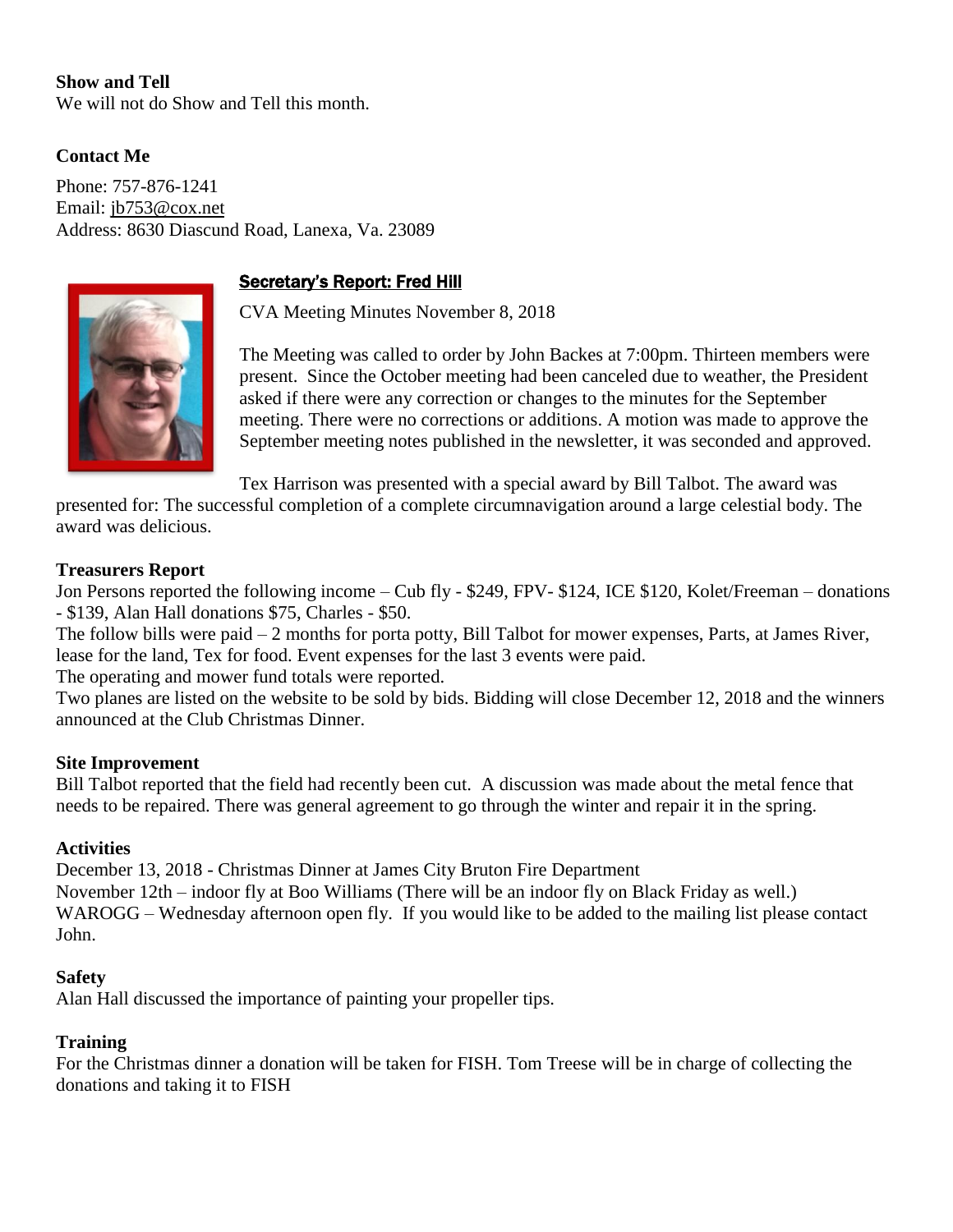**Show and Tell**

We will not do Show and Tell this month.

**Contact Me**

Phone: 757-876-1241
Email: jb753@cox.net
Address: 8630 Diascund Road, Lanexa, Va. 23089

## Secretary's Report: Fred Hill

CVA Meeting Minutes November 8, 2018

The Meeting was called to order by John Backes at 7:00pm. Thirteen members were present. Since the October meeting had been canceled due to weather, the President asked if there were any correction or changes to the minutes for the September meeting. There were no corrections or additions. A motion was made to approve the September meeting notes published in the newsletter, it was seconded and approved.

Tex Harrison was presented with a special award by Bill Talbot. The award was presented for: The successful completion of a complete circumnavigation around a large celestial body. The award was delicious.

**Treasurers Report**

Jon Persons reported the following income – Cub fly - $249, FPV- $124, ICE $120, Kolet/Freeman – donations - $139, Alan Hall donations $75, Charles - $50.
The follow bills were paid – 2 months for porta potty, Bill Talbot for mower expenses, Parts, at James River, lease for the land, Tex for food. Event expenses for the last 3 events were paid.
The operating and mower fund totals were reported.
Two planes are listed on the website to be sold by bids. Bidding will close December 12, 2018 and the winners announced at the Club Christmas Dinner.

**Site Improvement**

Bill Talbot reported that the field had recently been cut. A discussion was made about the metal fence that needs to be repaired. There was general agreement to go through the winter and repair it in the spring.

**Activities**

December 13, 2018 - Christmas Dinner at James City Bruton Fire Department
November 12th – indoor fly at Boo Williams (There will be an indoor fly on Black Friday as well.)
WAROGG – Wednesday afternoon open fly. If you would like to be added to the mailing list please contact John.

**Safety**

Alan Hall discussed the importance of painting your propeller tips.

**Training**

For the Christmas dinner a donation will be taken for FISH. Tom Treese will be in charge of collecting the donations and taking it to FISH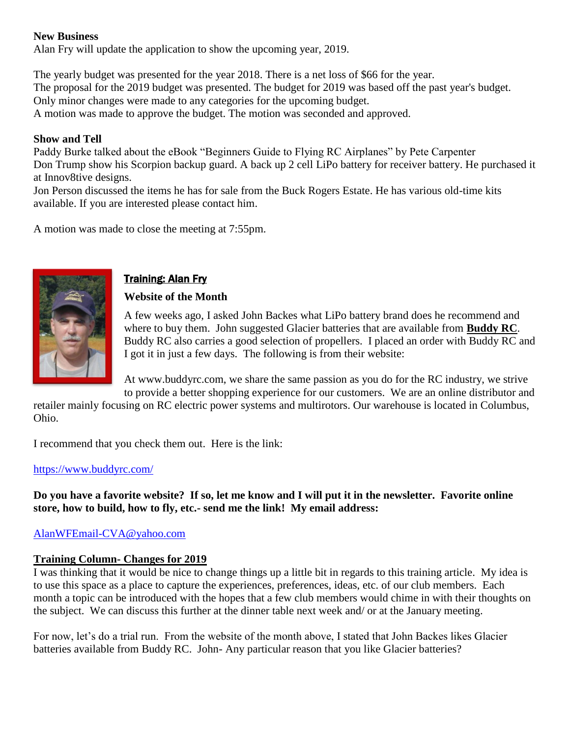**New Business**

Alan Fry will update the application to show the upcoming year, 2019.

The yearly budget was presented for the year 2018. There is a net loss of $66 for the year.
The proposal for the 2019 budget was presented. The budget for 2019 was based off the past year's budget.
Only minor changes were made to any categories for the upcoming budget.
A motion was made to approve the budget. The motion was seconded and approved.

**Show and Tell**

Paddy Burke talked about the eBook "Beginners Guide to Flying RC Airplanes" by Pete Carpenter
Don Trump show his Scorpion backup guard. A back up 2 cell LiPo battery for receiver battery. He purchased it at Innov8tive designs.
Jon Person discussed the items he has for sale from the Buck Rogers Estate. He has various old-time kits available. If you are interested please contact him.

A motion was made to close the meeting at 7:55pm.

## Training: Alan Fry

**Website of the Month**

A few weeks ago, I asked John Backes what LiPo battery brand does he recommend and where to buy them. John suggested Glacier batteries that are available from **Buddy RC**. Buddy RC also carries a good selection of propellers. I placed an order with Buddy RC and I got it in just a few days. The following is from their website:

At www.buddyrc.com, we share the same passion as you do for the RC industry, we strive to provide a better shopping experience for our customers. We are an online distributor and retailer mainly focusing on RC electric power systems and multirotors. Our warehouse is located in Columbus, Ohio.

I recommend that you check them out. Here is the link:

https://www.buddyrc.com/

**Do you have a favorite website? If so, let me know and I will put it in the newsletter. Favorite online store, how to build, how to fly, etc.- send me the link! My email address:**

AlanWFEmail-CVA@yahoo.com

### Training Column- Changes for 2019

I was thinking that it would be nice to change things up a little bit in regards to this training article. My idea is to use this space as a place to capture the experiences, preferences, ideas, etc. of our club members. Each month a topic can be introduced with the hopes that a few club members would chime in with their thoughts on the subject. We can discuss this further at the dinner table next week and/ or at the January meeting.

For now, let's do a trial run. From the website of the month above, I stated that John Backes likes Glacier batteries available from Buddy RC. John- Any particular reason that you like Glacier batteries?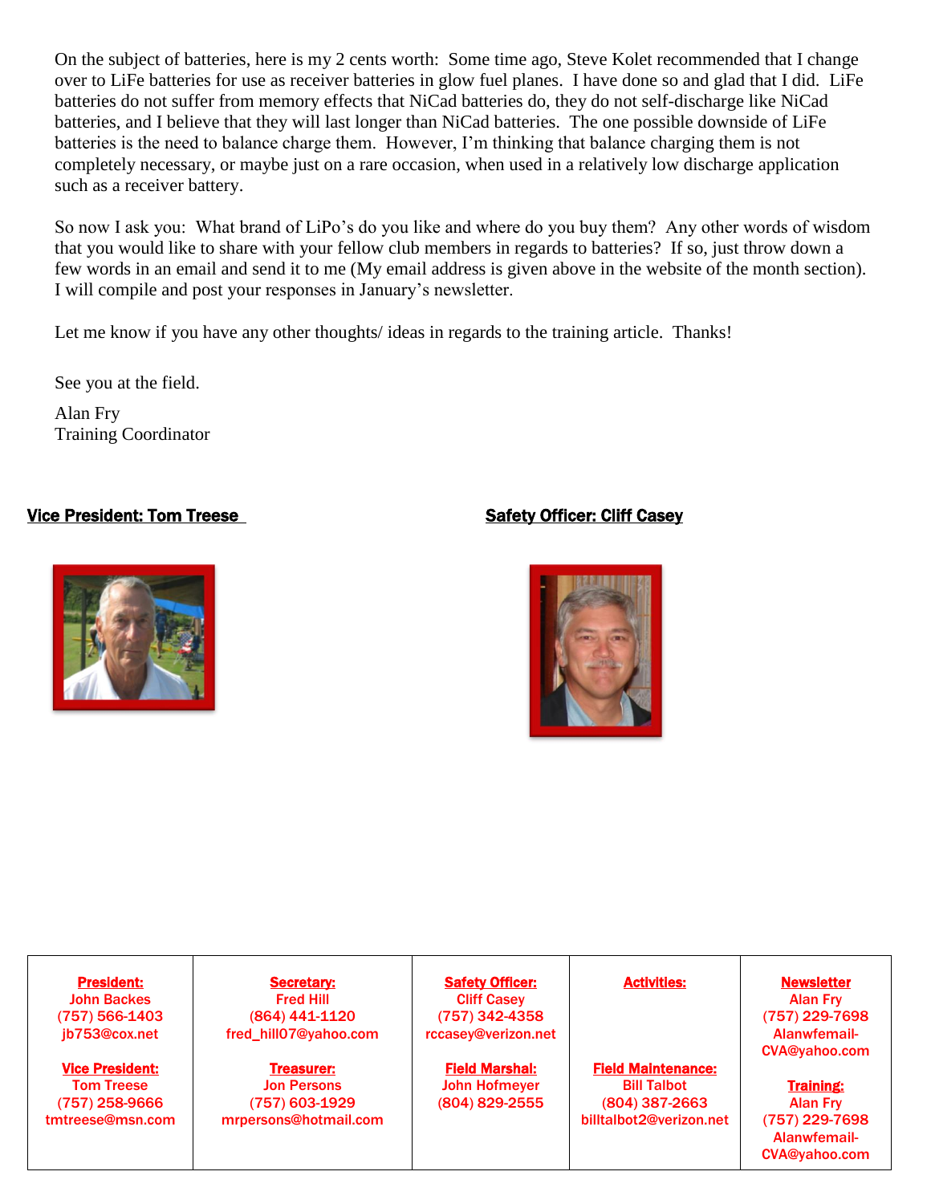On the subject of batteries, here is my 2 cents worth: Some time ago, Steve Kolet recommended that I change over to LiFe batteries for use as receiver batteries in glow fuel planes. I have done so and glad that I did. LiFe batteries do not suffer from memory effects that NiCad batteries do, they do not self-discharge like NiCad batteries, and I believe that they will last longer than NiCad batteries. The one possible downside of LiFe batteries is the need to balance charge them. However, I'm thinking that balance charging them is not completely necessary, or maybe just on a rare occasion, when used in a relatively low discharge application such as a receiver battery.

So now I ask you: What brand of LiPo's do you like and where do you buy them? Any other words of wisdom that you would like to share with your fellow club members in regards to batteries? If so, just throw down a few words in an email and send it to me (My email address is given above in the website of the month section). I will compile and post your responses in January's newsletter.

Let me know if you have any other thoughts/ ideas in regards to the training article. Thanks!

See you at the field.

Alan Fry
Training Coordinator

**Vice President: Tom Treese**

**Safety Officer: Cliff Casey**

| | | | | |
|---|---|---|---|---|
| **President:** John Backes (757) 566-1403 jb753@cox.net | **Secretary:** Fred Hill (864) 441-1120 fred_hill07@yahoo.com | **Safety Officer:** Cliff Casey (757) 342-4358 rccasey@verizon.net | **Activities:** | **Newsletter** Alan Fry (757) 229-7698 Alanwfemail-CVA@yahoo.com |
| **Vice President:** Tom Treese (757) 258-9666 tmtreese@msn.com | **Treasurer:** Jon Persons (757) 603-1929 mrpersons@hotmail.com | **Field Marshal:** John Hofmeyer (804) 829-2555 | **Field Maintenance:** Bill Talbot (804) 387-2663 billtalbot2@verizon.net | **Training:** Alan Fry (757) 229-7698 Alanwfemail-CVA@yahoo.com |